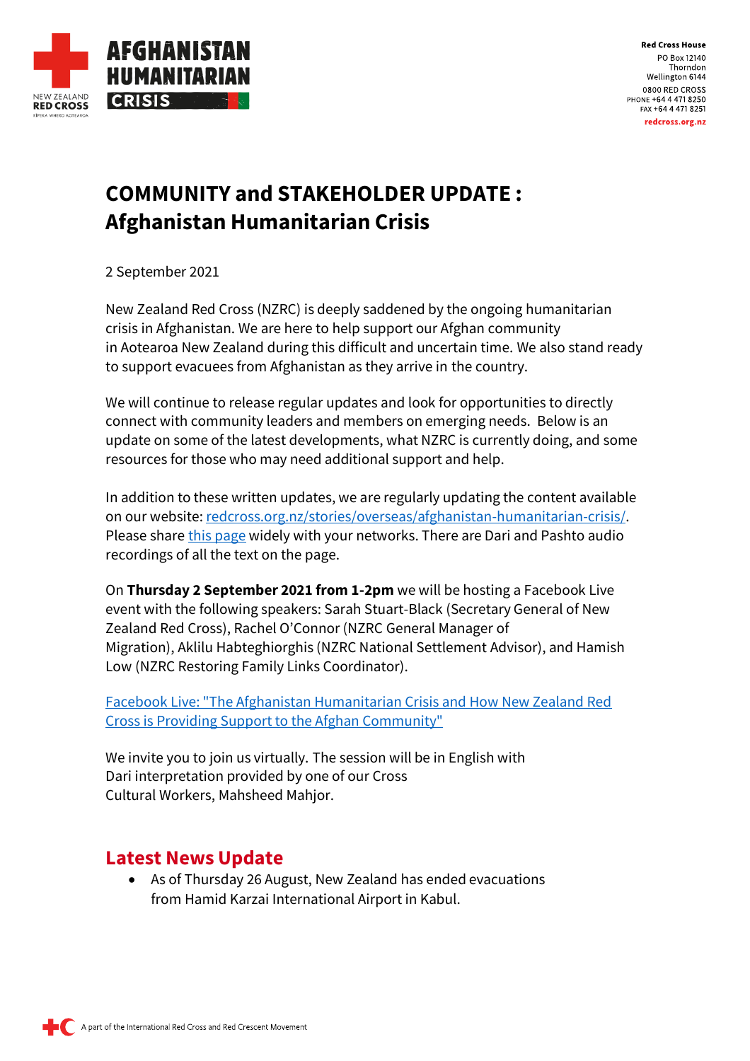Red Cross House
PO Box 12140
Thorndon
Wellington 6144
0800 RED CROSS
PHONE +64 4 471 8250
FAX +64 4 471 8251
redcross.org.nz

# COMMUNITY and STAKEHOLDER UPDATE : Afghanistan Humanitarian Crisis

2 September 2021

New Zealand Red Cross (NZRC) is deeply saddened by the ongoing humanitarian crisis in Afghanistan. We are here to help support our Afghan community in Aotearoa New Zealand during this difficult and uncertain time. We also stand ready to support evacuees from Afghanistan as they arrive in the country.

We will continue to release regular updates and look for opportunities to directly connect with community leaders and members on emerging needs. Below is an update on some of the latest developments, what NZRC is currently doing, and some resources for those who may need additional support and help.

In addition to these written updates, we are regularly updating the content available on our website: [redcross.org.nz/stories/overseas/afghanistan-humanitarian-crisis/](redcross.org.nz/stories/overseas/afghanistan-humanitarian-crisis/). Please share [this page](redcross.org.nz/stories/overseas/afghanistan-humanitarian-crisis/) widely with your networks. There are Dari and Pashto audio recordings of all the text on the page.

On **Thursday 2 September 2021 from 1-2pm** we will be hosting a Facebook Live event with the following speakers: Sarah Stuart-Black (Secretary General of New Zealand Red Cross), Rachel O'Connor (NZRC General Manager of Migration), Aklilu Habteghiorghis (NZRC National Settlement Advisor), and Hamish Low (NZRC Restoring Family Links Coordinator).

Facebook Live: "The Afghanistan Humanitarian Crisis and How New Zealand Red Cross is Providing Support to the Afghan Community"

We invite you to join us virtually. The session will be in English with Dari interpretation provided by one of our Cross Cultural Workers, Mahsheed Mahjor.

## Latest News Update

- As of Thursday 26 August, New Zealand has ended evacuations from Hamid Karzai International Airport in Kabul.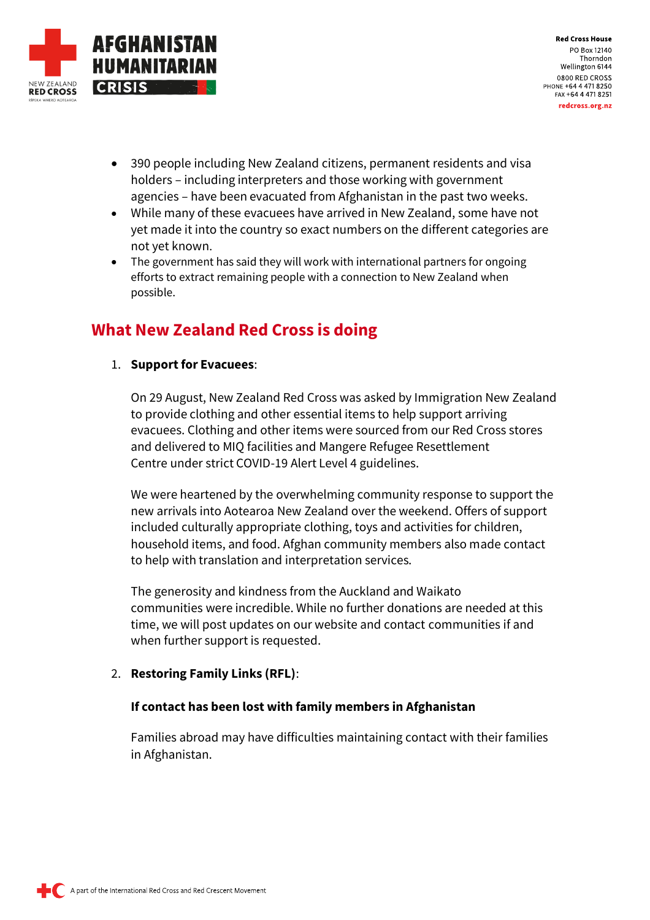- 390 people including New Zealand citizens, permanent residents and visa holders – including interpreters and those working with government agencies – have been evacuated from Afghanistan in the past two weeks.
- While many of these evacuees have arrived in New Zealand, some have not yet made it into the country so exact numbers on the different categories are not yet known.
- The government has said they will work with international partners for ongoing efforts to extract remaining people with a connection to New Zealand when possible.

## What New Zealand Red Cross is doing

1. **Support for Evacuees**:

   On 29 August, New Zealand Red Cross was asked by Immigration New Zealand to provide clothing and other essential items to help support arriving evacuees. Clothing and other items were sourced from our Red Cross stores and delivered to MIQ facilities and Mangere Refugee Resettlement Centre under strict COVID-19 Alert Level 4 guidelines.

   We were heartened by the overwhelming community response to support the new arrivals into Aotearoa New Zealand over the weekend. Offers of support included culturally appropriate clothing, toys and activities for children, household items, and food. Afghan community members also made contact to help with translation and interpretation services.

   The generosity and kindness from the Auckland and Waikato communities were incredible. While no further donations are needed at this time, we will post updates on our website and contact communities if and when further support is requested.

2. **Restoring Family Links (RFL)**:

   **If contact has been lost with family members in Afghanistan**

   Families abroad may have difficulties maintaining contact with their families in Afghanistan.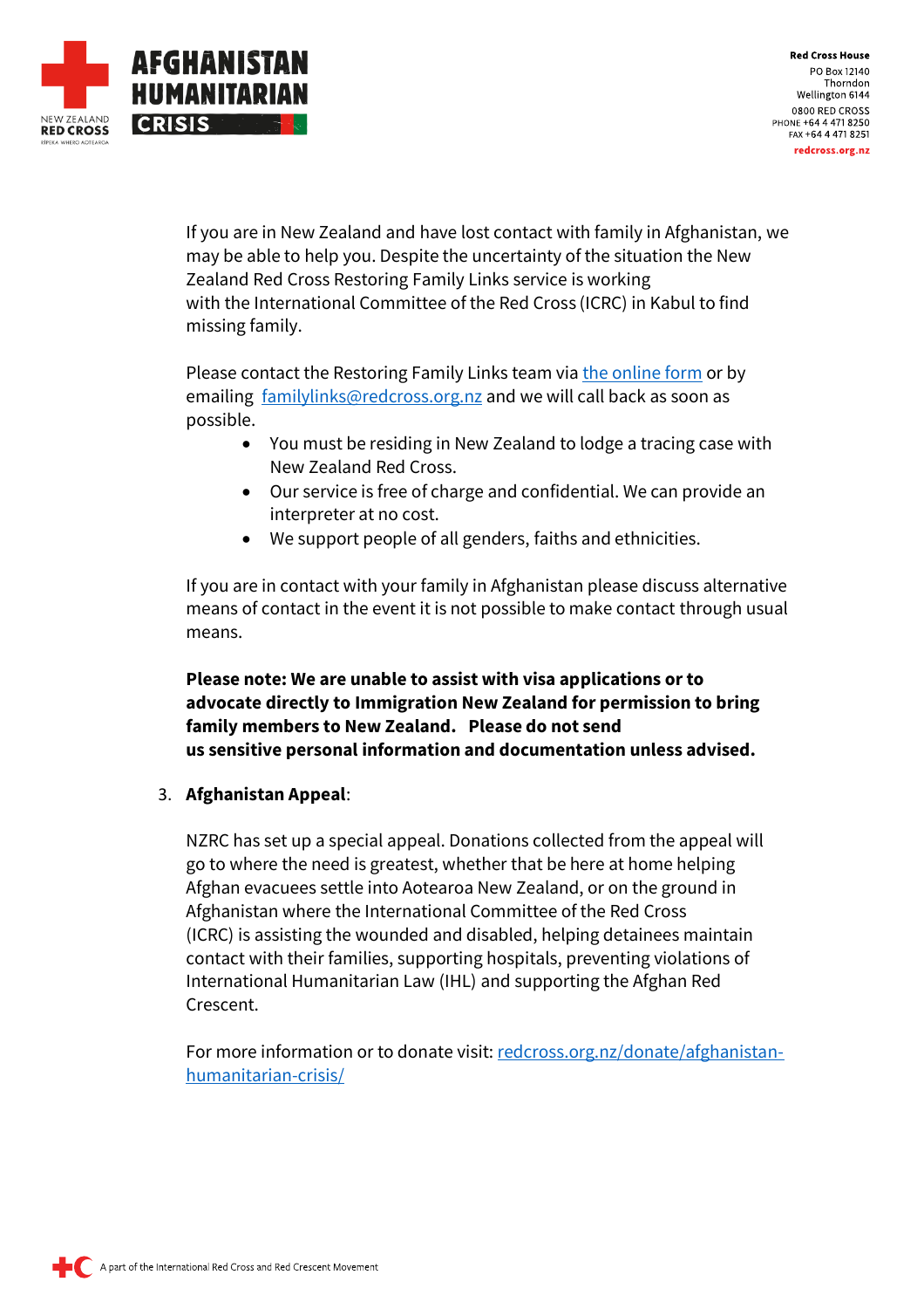If you are in New Zealand and have lost contact with family in Afghanistan, we may be able to help you. Despite the uncertainty of the situation the New Zealand Red Cross Restoring Family Links service is working with the International Committee of the Red Cross (ICRC) in Kabul to find missing family.

Please contact the Restoring Family Links team via the online form or by emailing familylinks@redcross.org.nz and we will call back as soon as possible.

- You must be residing in New Zealand to lodge a tracing case with New Zealand Red Cross.
- Our service is free of charge and confidential. We can provide an interpreter at no cost.
- We support people of all genders, faiths and ethnicities.

If you are in contact with your family in Afghanistan please discuss alternative means of contact in the event it is not possible to make contact through usual means.

**Please note: We are unable to assist with visa applications or to advocate directly to Immigration New Zealand for permission to bring family members to New Zealand. Please do not send us sensitive personal information and documentation unless advised.**

3. **Afghanistan Appeal**:

NZRC has set up a special appeal. Donations collected from the appeal will go to where the need is greatest, whether that be here at home helping Afghan evacuees settle into Aotearoa New Zealand, or on the ground in Afghanistan where the International Committee of the Red Cross (ICRC) is assisting the wounded and disabled, helping detainees maintain contact with their families, supporting hospitals, preventing violations of International Humanitarian Law (IHL) and supporting the Afghan Red Crescent.

For more information or to donate visit: redcross.org.nz/donate/afghanistan-humanitarian-crisis/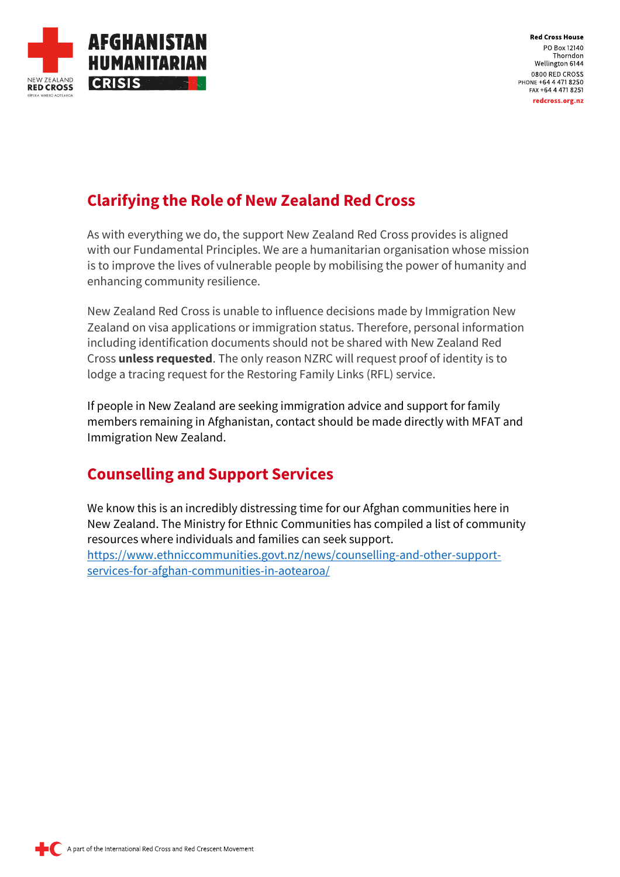## Clarifying the Role of New Zealand Red Cross

As with everything we do, the support New Zealand Red Cross provides is aligned with our Fundamental Principles. We are a humanitarian organisation whose mission is to improve the lives of vulnerable people by mobilising the power of humanity and enhancing community resilience.

New Zealand Red Cross is unable to influence decisions made by Immigration New Zealand on visa applications or immigration status. Therefore, personal information including identification documents should not be shared with New Zealand Red Cross **unless requested**. The only reason NZRC will request proof of identity is to lodge a tracing request for the Restoring Family Links (RFL) service.

If people in New Zealand are seeking immigration advice and support for family members remaining in Afghanistan, contact should be made directly with MFAT and Immigration New Zealand.

## Counselling and Support Services

We know this is an incredibly distressing time for our Afghan communities here in New Zealand. The Ministry for Ethnic Communities has compiled a list of community resources where individuals and families can seek support.
https://www.ethniccommunities.govt.nz/news/counselling-and-other-support-services-for-afghan-communities-in-aotearoa/